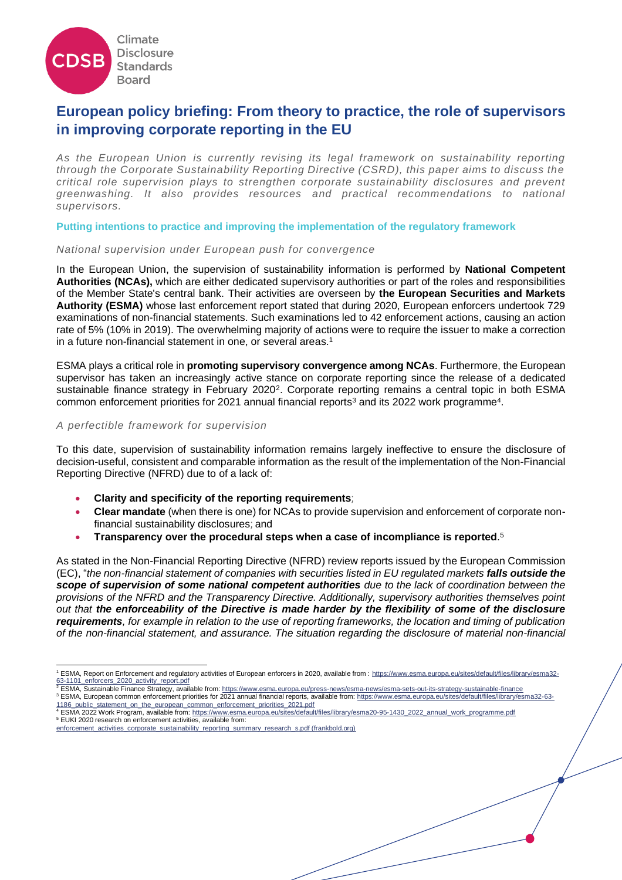Climate Disclosure Standards Board

# European policy briefing: From theory to practice, the role of supervisors in improving corporate reporting in the EU

*As the European Union is currently revising its legal framework on sustainability reporting through the Corporate Sustainability Reporting Directive (CSRD), this paper aims to discuss the critical role supervision plays to strengthen corporate sustainability disclosures and prevent greenwashing. It also provides resources and practical recommendations to national supervisors.*

## Putting intentions to practice and improving the implementation of the regulatory framework

### *National supervision under European push for convergence*

In the European Union, the supervision of sustainability information is performed by **National Competent Authorities (NCAs),** which are either dedicated supervisory authorities or part of the roles and responsibilities of the Member State's central bank. Their activities are overseen by **the European Securities and Markets Authority (ESMA)** whose last enforcement report stated that during 2020, European enforcers undertook 729 examinations of non-financial statements. Such examinations led to 42 enforcement actions, causing an action rate of 5% (10% in 2019). The overwhelming majority of actions were to require the issuer to make a correction in a future non-financial statement in one, or several areas.[1]

ESMA plays a critical role in **promoting supervisory convergence among NCAs**. Furthermore, the European supervisor has taken an increasingly active stance on corporate reporting since the release of a dedicated sustainable finance strategy in February 2020[2]. Corporate reporting remains a central topic in both ESMA common enforcement priorities for 2021 annual financial reports[3] and its 2022 work programme[4].

### *A perfectible framework for supervision*

To this date, supervision of sustainability information remains largely ineffective to ensure the disclosure of decision-useful, consistent and comparable information as the result of the implementation of the Non-Financial Reporting Directive (NFRD) due to of a lack of:

- **Clarity and specificity of the reporting requirements**;
- **Clear mandate** (when there is one) for NCAs to provide supervision and enforcement of corporate non-financial sustainability disclosures; and
- **Transparency over the procedural steps when a case of incompliance is reported**.[5]

As stated in the Non-Financial Reporting Directive (NFRD) review reports issued by the European Commission (EC), "*the non-financial statement of companies with securities listed in EU regulated markets **falls outside the scope of supervision of some national competent authorities** due to the lack of coordination between the provisions of the NFRD and the Transparency Directive. Additionally, supervisory authorities themselves point out that **the enforceability of the Directive is made harder by the flexibility of some of the disclosure requirements**, for example in relation to the use of reporting frameworks, the location and timing of publication of the non-financial statement, and assurance. The situation regarding the disclosure of material non-financial*

---

[1] ESMA, Report on Enforcement and regulatory activities of European enforcers in 2020, available from : https://www.esma.europa.eu/sites/default/files/library/esma32-63-1101_enforcers_2020_activity_report.pdf

[2] ESMA, Sustainable Finance Strategy, available from: https://www.esma.europa.eu/press-news/esma-news/esma-sets-out-its-strategy-sustainable-finance

[3] ESMA, European common enforcement priorities for 2021 annual financial reports, available from: https://www.esma.europa.eu/sites/default/files/library/esma32-63-1186_public_statement_on_the_european_common_enforcement_priorities_2021.pdf

[4] ESMA 2022 Work Program, available from: https://www.esma.europa.eu/sites/default/files/library/esma20-95-1430_2022_annual_work_programme.pdf

[5] EUKI 2020 research on enforcement activities, available from: enforcement_activities_corporate_sustainability_reporting_summary_research_s.pdf (frankbold.org)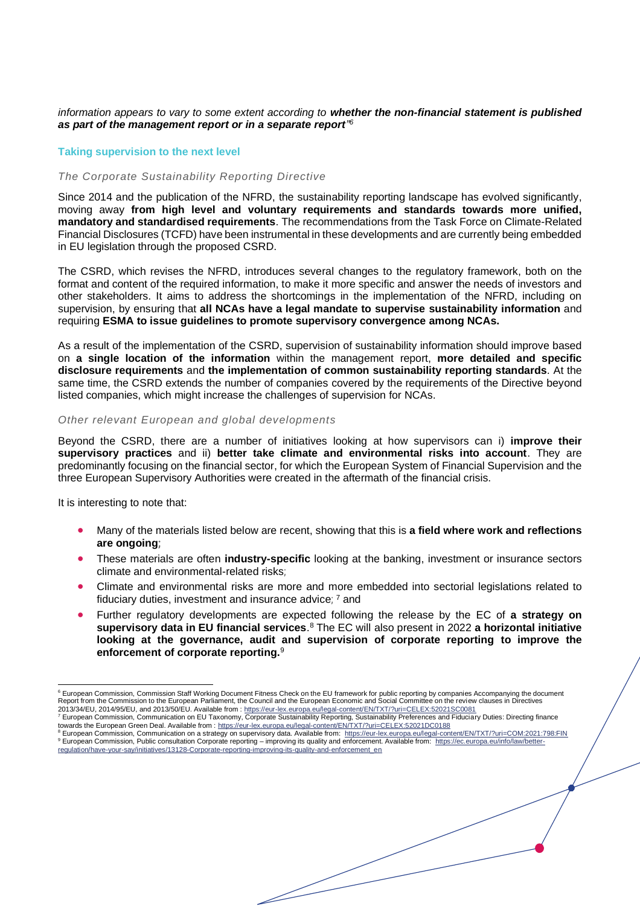*information appears to vary to some extent according to **whether the non-financial statement is published as part of the management report or in a separate report**"*[6]

## Taking supervision to the next level

### *The Corporate Sustainability Reporting Directive*

Since 2014 and the publication of the NFRD, the sustainability reporting landscape has evolved significantly, moving away **from high level and voluntary requirements and standards towards more unified, mandatory and standardised requirements**. The recommendations from the Task Force on Climate-Related Financial Disclosures (TCFD) have been instrumental in these developments and are currently being embedded in EU legislation through the proposed CSRD.

The CSRD, which revises the NFRD, introduces several changes to the regulatory framework, both on the format and content of the required information, to make it more specific and answer the needs of investors and other stakeholders. It aims to address the shortcomings in the implementation of the NFRD, including on supervision, by ensuring that **all NCAs have a legal mandate to supervise sustainability information** and requiring **ESMA to issue guidelines to promote supervisory convergence among NCAs.**

As a result of the implementation of the CSRD, supervision of sustainability information should improve based on **a single location of the information** within the management report, **more detailed and specific disclosure requirements** and **the implementation of common sustainability reporting standards**. At the same time, the CSRD extends the number of companies covered by the requirements of the Directive beyond listed companies, which might increase the challenges of supervision for NCAs.

### *Other relevant European and global developments*

Beyond the CSRD, there are a number of initiatives looking at how supervisors can i) **improve their supervisory practices** and ii) **better take climate and environmental risks into account**. They are predominantly focusing on the financial sector, for which the European System of Financial Supervision and the three European Supervisory Authorities were created in the aftermath of the financial crisis.

It is interesting to note that:

- Many of the materials listed below are recent, showing that this is **a field where work and reflections are ongoing**;
- These materials are often **industry-specific** looking at the banking, investment or insurance sectors climate and environmental-related risks;
- Climate and environmental risks are more and more embedded into sectorial legislations related to fiduciary duties, investment and insurance advice; [7] and
- Further regulatory developments are expected following the release by the EC of **a strategy on supervisory data in EU financial services**.[8] The EC will also present in 2022 **a horizontal initiative looking at the governance, audit and supervision of corporate reporting to improve the enforcement of corporate reporting.**[9]

---

[6] European Commission, Commission Staff Working Document Fitness Check on the EU framework for public reporting by companies Accompanying the document Report from the Commission to the European Parliament, the Council and the European Economic and Social Committee on the review clauses in Directives 2013/34/EU, 2014/95/EU, and 2013/50/EU. Available from : https://eur-lex.europa.eu/legal-content/EN/TXT/?uri=CELEX:52021SC0081

[7] European Commission, Communication on EU Taxonomy, Corporate Sustainability Reporting, Sustainability Preferences and Fiduciary Duties: Directing finance towards the European Green Deal. Available from : https://eur-lex.europa.eu/legal-content/EN/TXT/?uri=CELEX:52021DC0188

[8] European Commission, Communication on a strategy on supervisory data. Available from: https://eur-lex.europa.eu/legal-content/EN/TXT/?uri=COM:2021:798:FIN

[9] European Commission, Public consultation Corporate reporting – improving its quality and enforcement. Available from: https://ec.europa.eu/info/law/better-regulation/have-your-say/initiatives/13128-Corporate-reporting-improving-its-quality-and-enforcement_en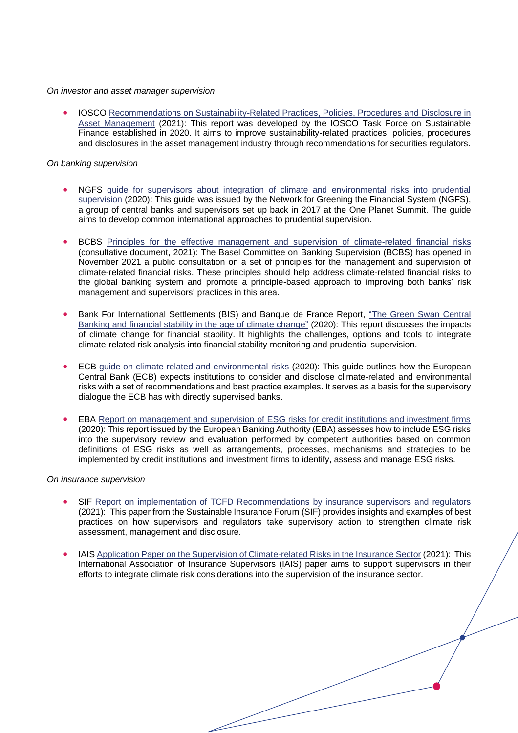*On investor and asset manager supervision*

- IOSCO Recommendations on Sustainability-Related Practices, Policies, Procedures and Disclosure in Asset Management (2021): This report was developed by the IOSCO Task Force on Sustainable Finance established in 2020. It aims to improve sustainability-related practices, policies, procedures and disclosures in the asset management industry through recommendations for securities regulators.

*On banking supervision*

- NGFS guide for supervisors about integration of climate and environmental risks into prudential supervision (2020): This guide was issued by the Network for Greening the Financial System (NGFS), a group of central banks and supervisors set up back in 2017 at the One Planet Summit. The guide aims to develop common international approaches to prudential supervision.

- BCBS Principles for the effective management and supervision of climate-related financial risks (consultative document, 2021): The Basel Committee on Banking Supervision (BCBS) has opened in November 2021 a public consultation on a set of principles for the management and supervision of climate-related financial risks. These principles should help address climate-related financial risks to the global banking system and promote a principle-based approach to improving both banks' risk management and supervisors' practices in this area.

- Bank For International Settlements (BIS) and Banque de France Report, "The Green Swan Central Banking and financial stability in the age of climate change" (2020): This report discusses the impacts of climate change for financial stability. It highlights the challenges, options and tools to integrate climate-related risk analysis into financial stability monitoring and prudential supervision.

- ECB guide on climate-related and environmental risks (2020): This guide outlines how the European Central Bank (ECB) expects institutions to consider and disclose climate-related and environmental risks with a set of recommendations and best practice examples. It serves as a basis for the supervisory dialogue the ECB has with directly supervised banks.

- EBA Report on management and supervision of ESG risks for credit institutions and investment firms (2020): This report issued by the European Banking Authority (EBA) assesses how to include ESG risks into the supervisory review and evaluation performed by competent authorities based on common definitions of ESG risks as well as arrangements, processes, mechanisms and strategies to be implemented by credit institutions and investment firms to identify, assess and manage ESG risks.

*On insurance supervision*

- SIF Report on implementation of TCFD Recommendations by insurance supervisors and regulators (2021): This paper from the Sustainable Insurance Forum (SIF) provides insights and examples of best practices on how supervisors and regulators take supervisory action to strengthen climate risk assessment, management and disclosure.

- IAIS Application Paper on the Supervision of Climate-related Risks in the Insurance Sector (2021): This International Association of Insurance Supervisors (IAIS) paper aims to support supervisors in their efforts to integrate climate risk considerations into the supervision of the insurance sector.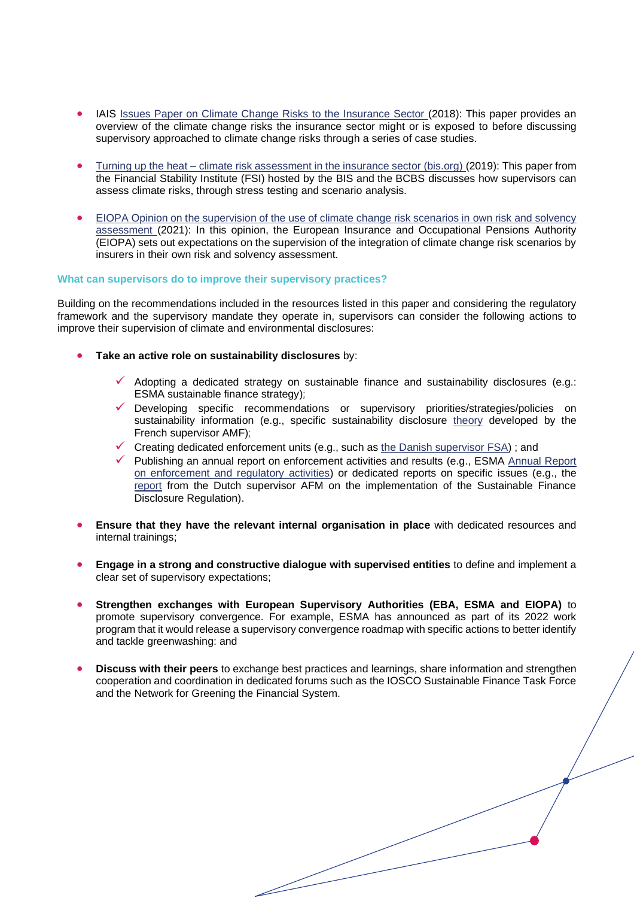- IAIS Issues Paper on Climate Change Risks to the Insurance Sector (2018): This paper provides an overview of the climate change risks the insurance sector might or is exposed to before discussing supervisory approached to climate change risks through a series of case studies.

- Turning up the heat – climate risk assessment in the insurance sector (bis.org) (2019): This paper from the Financial Stability Institute (FSI) hosted by the BIS and the BCBS discusses how supervisors can assess climate risks, through stress testing and scenario analysis.

- EIOPA Opinion on the supervision of the use of climate change risk scenarios in own risk and solvency assessment (2021): In this opinion, the European Insurance and Occupational Pensions Authority (EIOPA) sets out expectations on the supervision of the integration of climate change risk scenarios by insurers in their own risk and solvency assessment.

### What can supervisors do to improve their supervisory practices?

Building on the recommendations included in the resources listed in this paper and considering the regulatory framework and the supervisory mandate they operate in, supervisors can consider the following actions to improve their supervision of climate and environmental disclosures:

- **Take an active role on sustainability disclosures** by:
  - ✓ Adopting a dedicated strategy on sustainable finance and sustainability disclosures (e.g.: ESMA sustainable finance strategy);
  - ✓ Developing specific recommendations or supervisory priorities/strategies/policies on sustainability information (e.g., specific sustainability disclosure theory developed by the French supervisor AMF);
  - ✓ Creating dedicated enforcement units (e.g., such as the Danish supervisor FSA) ; and
  - ✓ Publishing an annual report on enforcement activities and results (e.g., ESMA Annual Report on enforcement and regulatory activities) or dedicated reports on specific issues (e.g., the report from the Dutch supervisor AFM on the implementation of the Sustainable Finance Disclosure Regulation).

- **Ensure that they have the relevant internal organisation in place** with dedicated resources and internal trainings;

- **Engage in a strong and constructive dialogue with supervised entities** to define and implement a clear set of supervisory expectations;

- **Strengthen exchanges with European Supervisory Authorities (EBA, ESMA and EIOPA)** to promote supervisory convergence. For example, ESMA has announced as part of its 2022 work program that it would release a supervisory convergence roadmap with specific actions to better identify and tackle greenwashing: and

- **Discuss with their peers** to exchange best practices and learnings, share information and strengthen cooperation and coordination in dedicated forums such as the IOSCO Sustainable Finance Task Force and the Network for Greening the Financial System.